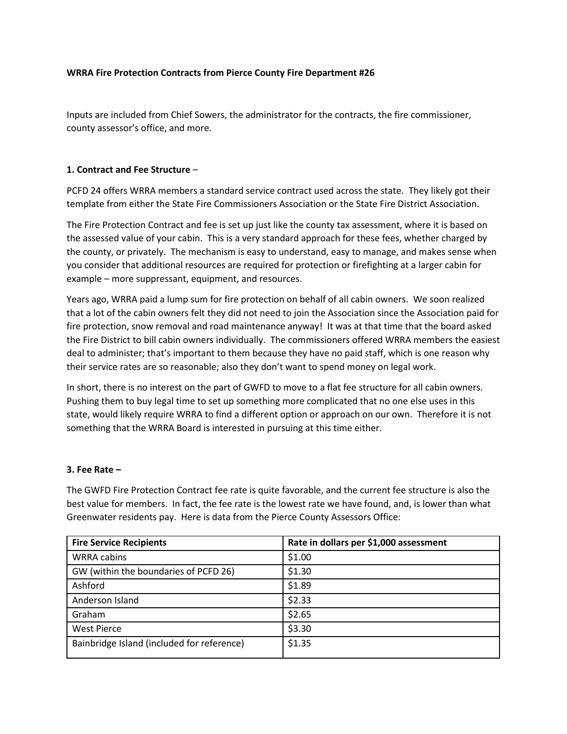**WRRA Fire Protection Contracts from Pierce County Fire Department #26**

Inputs are included from Chief Sowers, the administrator for the contracts, the fire commissioner, county assessor's office, and more.

**1. Contract and Fee Structure** –

PCFD 24 offers WRRA members a standard service contract used across the state. They likely got their template from either the State Fire Commissioners Association or the State Fire District Association.

The Fire Protection Contract and fee is set up just like the county tax assessment, where it is based on the assessed value of your cabin. This is a very standard approach for these fees, whether charged by the county, or privately. The mechanism is easy to understand, easy to manage, and makes sense when you consider that additional resources are required for protection or firefighting at a larger cabin for example – more suppressant, equipment, and resources.

Years ago, WRRA paid a lump sum for fire protection on behalf of all cabin owners. We soon realized that a lot of the cabin owners felt they did not need to join the Association since the Association paid for fire protection, snow removal and road maintenance anyway! It was at that time that the board asked the Fire District to bill cabin owners individually. The commissioners offered WRRA members the easiest deal to administer; that's important to them because they have no paid staff, which is one reason why their service rates are so reasonable; also they don't want to spend money on legal work.

In short, there is no interest on the part of GWFD to move to a flat fee structure for all cabin owners. Pushing them to buy legal time to set up something more complicated that no one else uses in this state, would likely require WRRA to find a different option or approach on our own. Therefore it is not something that the WRRA Board is interested in pursuing at this time either.

**3. Fee Rate –**

The GWFD Fire Protection Contract fee rate is quite favorable, and the current fee structure is also the best value for members. In fact, the fee rate is the lowest rate we have found, and, is lower than what Greenwater residents pay. Here is data from the Pierce County Assessors Office:

| Fire Service Recipients | Rate in dollars per $1,000 assessment |
|---|---|
| WRRA cabins | $1.00 |
| GW (within the boundaries of PCFD 26) | $1.30 |
| Ashford | $1.89 |
| Anderson Island | $2.33 |
| Graham | $2.65 |
| West Pierce | $3.30 |
| Bainbridge Island (included for reference) | $1.35 |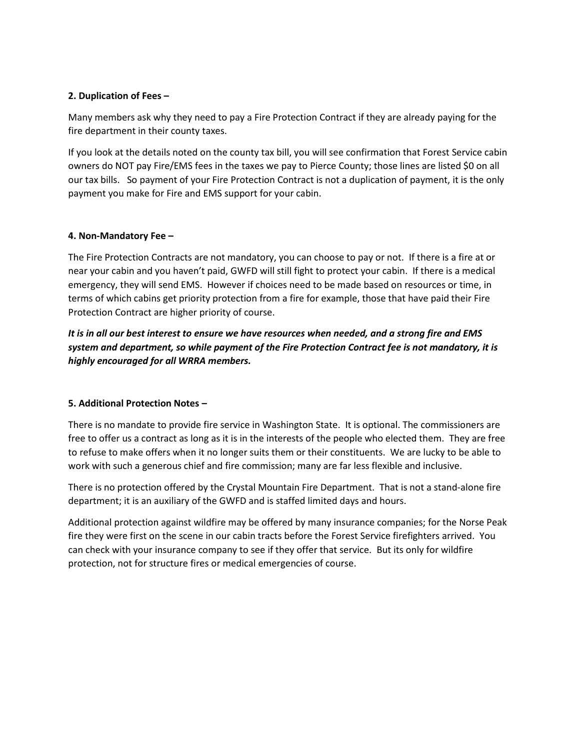**2. Duplication of Fees –**

Many members ask why they need to pay a Fire Protection Contract if they are already paying for the fire department in their county taxes.

If you look at the details noted on the county tax bill, you will see confirmation that Forest Service cabin owners do NOT pay Fire/EMS fees in the taxes we pay to Pierce County; those lines are listed $0 on all our tax bills. So payment of your Fire Protection Contract is not a duplication of payment, it is the only payment you make for Fire and EMS support for your cabin.

**4. Non-Mandatory Fee –**

The Fire Protection Contracts are not mandatory, you can choose to pay or not. If there is a fire at or near your cabin and you haven't paid, GWFD will still fight to protect your cabin. If there is a medical emergency, they will send EMS. However if choices need to be made based on resources or time, in terms of which cabins get priority protection from a fire for example, those that have paid their Fire Protection Contract are higher priority of course.

***It is in all our best interest to ensure we have resources when needed, and a strong fire and EMS system and department, so while payment of the Fire Protection Contract fee is not mandatory, it is highly encouraged for all WRRA members.***

**5. Additional Protection Notes –**

There is no mandate to provide fire service in Washington State. It is optional. The commissioners are free to offer us a contract as long as it is in the interests of the people who elected them. They are free to refuse to make offers when it no longer suits them or their constituents. We are lucky to be able to work with such a generous chief and fire commission; many are far less flexible and inclusive.

There is no protection offered by the Crystal Mountain Fire Department. That is not a stand-alone fire department; it is an auxiliary of the GWFD and is staffed limited days and hours.

Additional protection against wildfire may be offered by many insurance companies; for the Norse Peak fire they were first on the scene in our cabin tracts before the Forest Service firefighters arrived. You can check with your insurance company to see if they offer that service. But its only for wildfire protection, not for structure fires or medical emergencies of course.